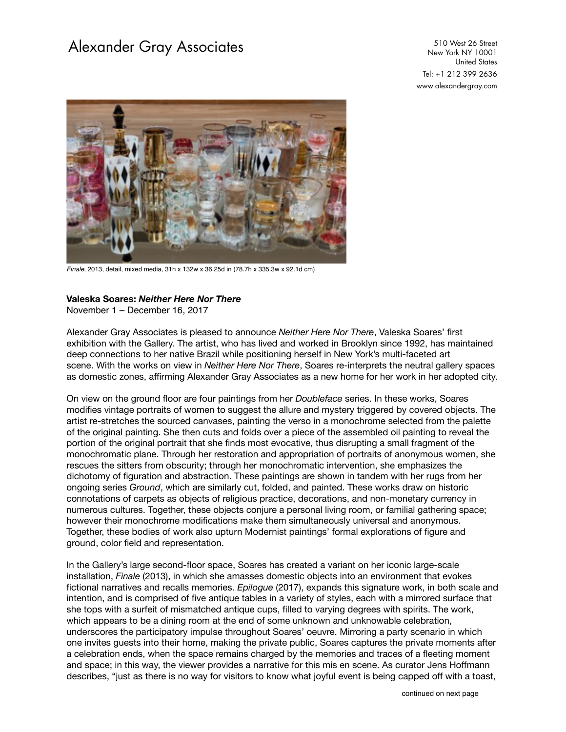Alexander Gray Associates

510 West 26 Street
New York NY 10001
United States
Tel: +1 212 399 2636
www.alexandergray.com

*Finale*, 2013, detail, mixed media, 31h x 132w x 36.25d in (78.7h x 335.3w x 92.1d cm)

**Valeska Soares: *Neither Here Nor There***
November 1 – December 16, 2017

Alexander Gray Associates is pleased to announce *Neither Here Nor There*, Valeska Soares' first exhibition with the Gallery. The artist, who has lived and worked in Brooklyn since 1992, has maintained deep connections to her native Brazil while positioning herself in New York's multi-faceted art scene. With the works on view in *Neither Here Nor There*, Soares re-interprets the neutral gallery spaces as domestic zones, affirming Alexander Gray Associates as a new home for her work in her adopted city.

On view on the ground floor are four paintings from her *Doubleface* series. In these works, Soares modifies vintage portraits of women to suggest the allure and mystery triggered by covered objects. The artist re-stretches the sourced canvases, painting the verso in a monochrome selected from the palette of the original painting. She then cuts and folds over a piece of the assembled oil painting to reveal the portion of the original portrait that she finds most evocative, thus disrupting a small fragment of the monochromatic plane. Through her restoration and appropriation of portraits of anonymous women, she rescues the sitters from obscurity; through her monochromatic intervention, she emphasizes the dichotomy of figuration and abstraction. These paintings are shown in tandem with her rugs from her ongoing series *Ground*, which are similarly cut, folded, and painted. These works draw on historic connotations of carpets as objects of religious practice, decorations, and non-monetary currency in numerous cultures. Together, these objects conjure a personal living room, or familial gathering space; however their monochrome modifications make them simultaneously universal and anonymous. Together, these bodies of work also upturn Modernist paintings' formal explorations of figure and ground, color field and representation.

In the Gallery's large second-floor space, Soares has created a variant on her iconic large-scale installation, *Finale* (2013), in which she amasses domestic objects into an environment that evokes fictional narratives and recalls memories. *Epilogue* (2017), expands this signature work, in both scale and intention, and is comprised of five antique tables in a variety of styles, each with a mirrored surface that she tops with a surfeit of mismatched antique cups, filled to varying degrees with spirits. The work, which appears to be a dining room at the end of some unknown and unknowable celebration, underscores the participatory impulse throughout Soares' oeuvre. Mirroring a party scenario in which one invites guests into their home, making the private public, Soares captures the private moments after a celebration ends, when the space remains charged by the memories and traces of a fleeting moment and space; in this way, the viewer provides a narrative for this mis en scene. As curator Jens Hoffmann describes, "just as there is no way for visitors to know what joyful event is being capped off with a toast,

continued on next page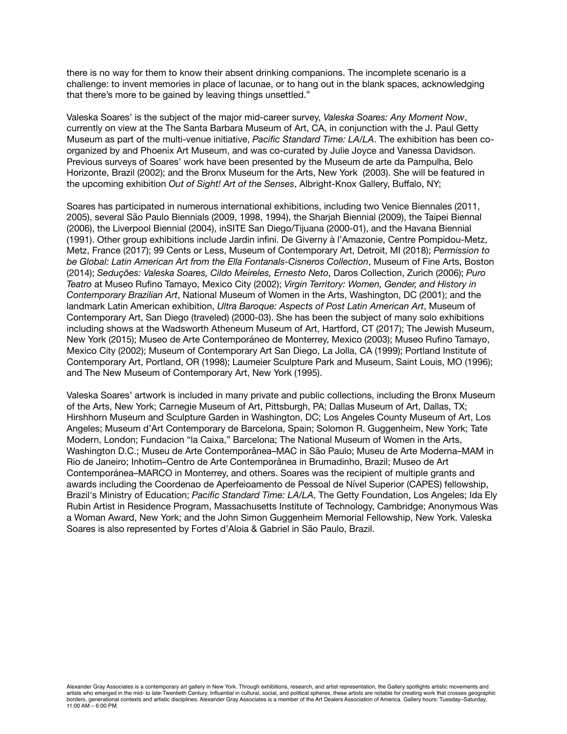there is no way for them to know their absent drinking companions. The incomplete scenario is a challenge: to invent memories in place of lacunae, or to hang out in the blank spaces, acknowledging that there's more to be gained by leaving things unsettled."

Valeska Soares' is the subject of the major mid-career survey, *Valeska Soares: Any Moment Now*, currently on view at the The Santa Barbara Museum of Art, CA, in conjunction with the J. Paul Getty Museum as part of the multi-venue initiative, *Pacific Standard Time: LA/LA*. The exhibition has been co-organized by and Phoenix Art Museum, and was co-curated by Julie Joyce and Vanessa Davidson. Previous surveys of Soares' work have been presented by the Museum de arte da Pampulha, Belo Horizonte, Brazil (2002); and the Bronx Museum for the Arts, New York (2003). She will be featured in the upcoming exhibition *Out of Sight! Art of the Senses*, Albright-Knox Gallery, Buffalo, NY;

Soares has participated in numerous international exhibitions, including two Venice Biennales (2011, 2005), several São Paulo Biennials (2009, 1998, 1994), the Sharjah Biennial (2009), the Taipei Biennal (2006), the Liverpool Biennial (2004), inSITE San Diego/Tijuana (2000-01), and the Havana Biennial (1991). Other group exhibitions include Jardin infini. De Giverny à l'Amazonie, Centre Pompidou-Metz, Metz, France (2017); 99 Cents or Less, Museum of Contemporary Art, Detroit, MI (2018); *Permission to be Global: Latin American Art from the Ella Fontanals-Cisneros Collection*, Museum of Fine Arts, Boston (2014); *Seduções: Valeska Soares, Cildo Meireles, Ernesto Neto*, Daros Collection, Zurich (2006); *Puro Teatro* at Museo Rufino Tamayo, Mexico City (2002); *Virgin Territory: Women, Gender, and History in Contemporary Brazilian Art*, National Museum of Women in the Arts, Washington, DC (2001); and the landmark Latin American exhibition, *Ultra Baroque: Aspects of Post Latin American Art*, Museum of Contemporary Art, San Diego (traveled) (2000-03). She has been the subject of many solo exhibitions including shows at the Wadsworth Atheneum Museum of Art, Hartford, CT (2017); The Jewish Museum, New York (2015); Museo de Arte Contemporáneo de Monterrey, Mexico (2003); Museo Rufino Tamayo, Mexico City (2002); Museum of Contemporary Art San Diego, La Jolla, CA (1999); Portland Institute of Contemporary Art, Portland, OR (1998); Laumeier Sculpture Park and Museum, Saint Louis, MO (1996); and The New Museum of Contemporary Art, New York (1995).

Valeska Soares' artwork is included in many private and public collections, including the Bronx Museum of the Arts, New York; Carnegie Museum of Art, Pittsburgh, PA; Dallas Museum of Art, Dallas, TX; Hirshhorn Museum and Sculpture Garden in Washington, DC; Los Angeles County Museum of Art, Los Angeles; Museum d'Art Contemporary de Barcelona, Spain; Solomon R. Guggenheim, New York; Tate Modern, London; Fundacion "la Caixa," Barcelona; The National Museum of Women in the Arts, Washington D.C.; Museu de Arte Contemporânea–MAC in São Paulo; Museu de Arte Moderna–MAM in Rio de Janeiro; Inhotim–Centro de Arte Contemporânea in Brumadinho, Brazil; Museo de Art Contemporánea–MARCO in Monterrey, and others. Soares was the recipient of multiple grants and awards including the Coordenao de Aperfeioamento de Pessoal de Nível Superior (CAPES) fellowship, Brazil's Ministry of Education; *Pacific Standard Time: LA/LA*, The Getty Foundation, Los Angeles; Ida Ely Rubin Artist in Residence Program, Massachusetts Institute of Technology, Cambridge; Anonymous Was a Woman Award, New York; and the John Simon Guggenheim Memorial Fellowship, New York. Valeska Soares is also represented by Fortes d'Aloia & Gabriel in São Paulo, Brazil.

Alexander Gray Associates is a contemporary art gallery in New York. Through exhibitions, research, and artist representation, the Gallery spotlights artistic movements and artists who emerged in the mid- to late-Twentieth Century. Influential in cultural, social, and political spheres, these artists are notable for creating work that crosses geographic borders, generational contexts and artistic disciplines. Alexander Gray Associates is a member of the Art Dealers Association of America. Gallery hours: Tuesday–Saturday, 11:00 AM – 6:00 PM.